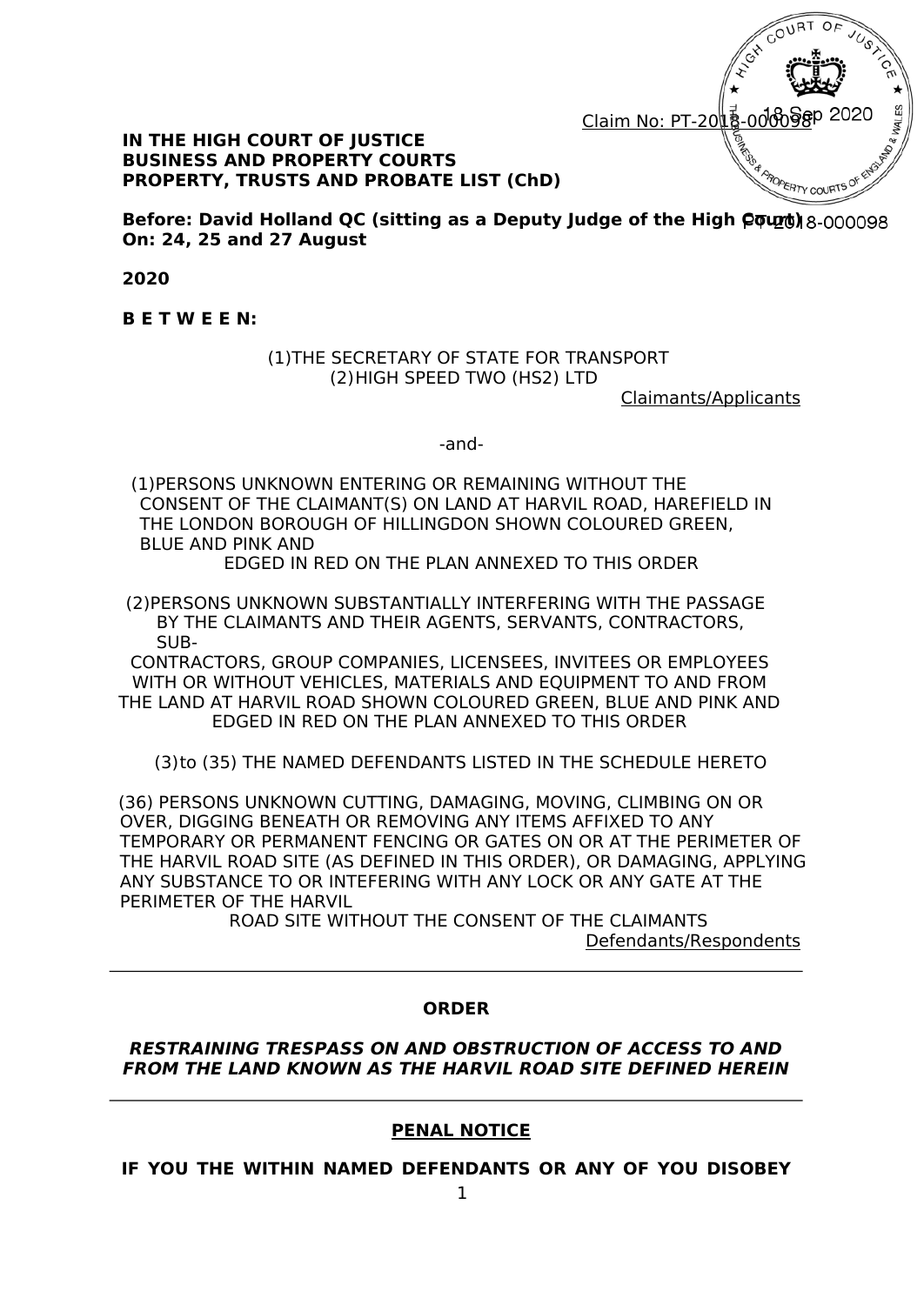Claim No: PT-2018-000098

**IN THE HIGH COURT OF JUSTICE**
**BUSINESS AND PROPERTY COURTS**
**PROPERTY, TRUSTS AND PROBATE LIST (ChD)**

**Before: David Holland QC (sitting as a Deputy Judge of the High Court)**
**On: 24, 25 and 27 August**

**2020**

**B E T W E E N:**

(1) THE SECRETARY OF STATE FOR TRANSPORT
(2) HIGH SPEED TWO (HS2) LTD

Claimants/Applicants

-and-

(1) PERSONS UNKNOWN ENTERING OR REMAINING WITHOUT THE CONSENT OF THE CLAIMANT(S) ON LAND AT HARVIL ROAD, HAREFIELD IN THE LONDON BOROUGH OF HILLINGDON SHOWN COLOURED GREEN, BLUE AND PINK AND EDGED IN RED ON THE PLAN ANNEXED TO THIS ORDER

(2) PERSONS UNKNOWN SUBSTANTIALLY INTERFERING WITH THE PASSAGE BY THE CLAIMANTS AND THEIR AGENTS, SERVANTS, CONTRACTORS, SUB-CONTRACTORS, GROUP COMPANIES, LICENSEES, INVITEES OR EMPLOYEES WITH OR WITHOUT VEHICLES, MATERIALS AND EQUIPMENT TO AND FROM THE LAND AT HARVIL ROAD SHOWN COLOURED GREEN, BLUE AND PINK AND EDGED IN RED ON THE PLAN ANNEXED TO THIS ORDER

(3) to (35) THE NAMED DEFENDANTS LISTED IN THE SCHEDULE HERETO

(36) PERSONS UNKNOWN CUTTING, DAMAGING, MOVING, CLIMBING ON OR OVER, DIGGING BENEATH OR REMOVING ANY ITEMS AFFIXED TO ANY TEMPORARY OR PERMANENT FENCING OR GATES ON OR AT THE PERIMETER OF THE HARVIL ROAD SITE (AS DEFINED IN THIS ORDER), OR DAMAGING, APPLYING ANY SUBSTANCE TO OR INTEFERING WITH ANY LOCK OR ANY GATE AT THE PERIMETER OF THE HARVIL ROAD SITE WITHOUT THE CONSENT OF THE CLAIMANTS

Defendants/Respondents

---

**ORDER**

***RESTRAINING TRESPASS ON AND OBSTRUCTION OF ACCESS TO AND FROM THE LAND KNOWN AS THE HARVIL ROAD SITE DEFINED HEREIN***

---

**PENAL NOTICE**

**IF YOU THE WITHIN NAMED DEFENDANTS OR ANY OF YOU DISOBEY**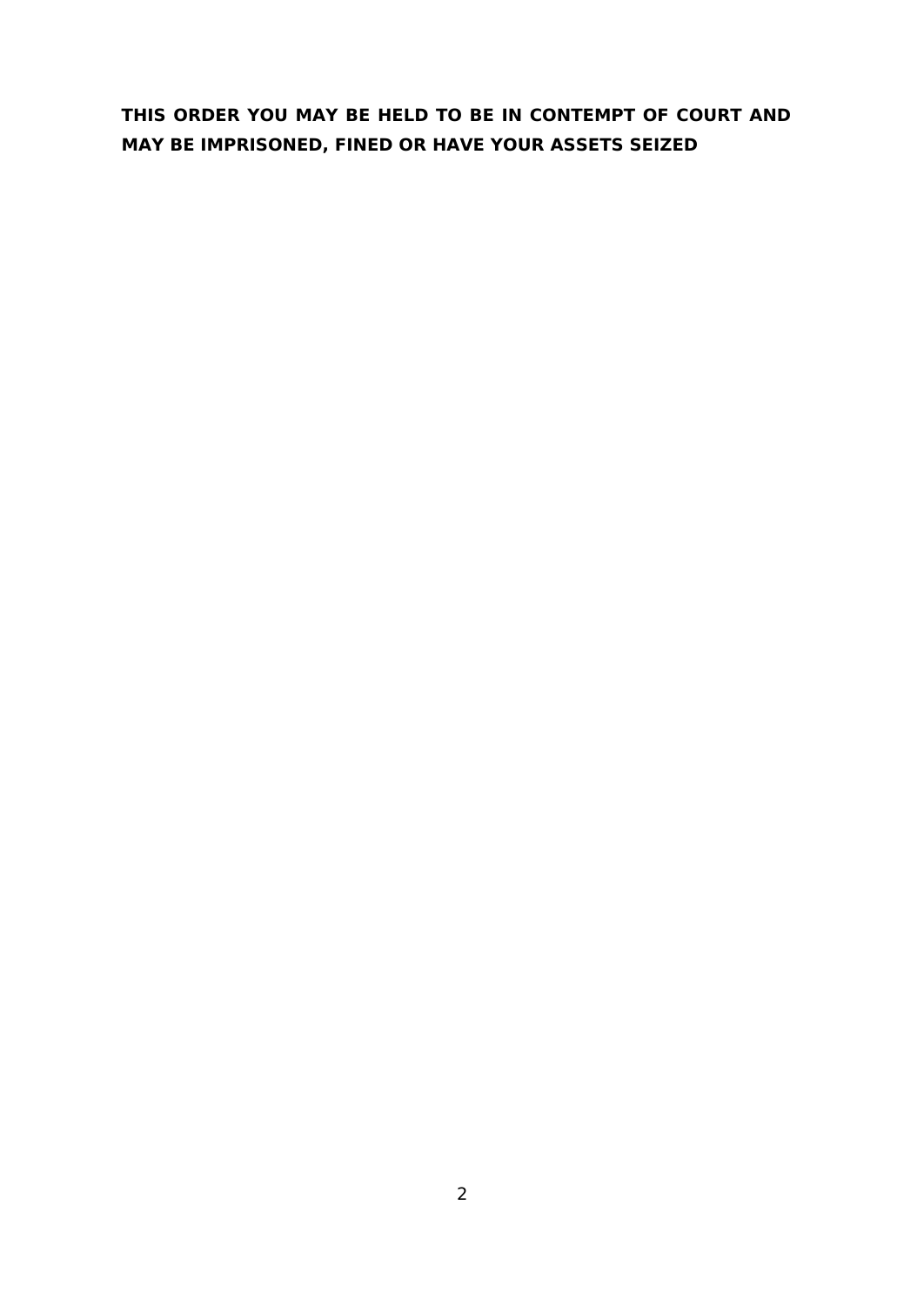**THIS ORDER YOU MAY BE HELD TO BE IN CONTEMPT OF COURT AND MAY BE IMPRISONED, FINED OR HAVE YOUR ASSETS SEIZED**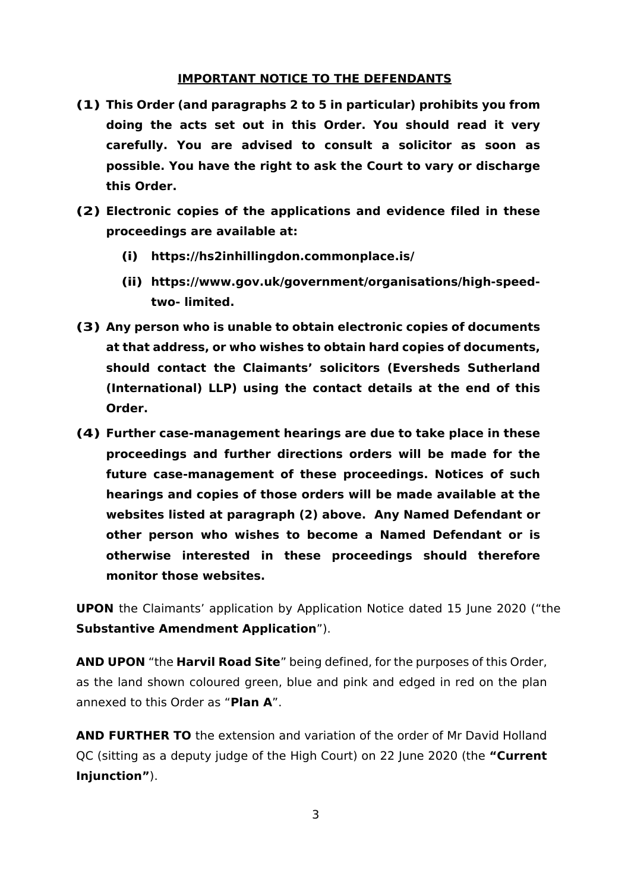**IMPORTANT NOTICE TO THE DEFENDANTS**

**(1) This Order (and paragraphs 2 to 5 in particular) prohibits you from doing the acts set out in this Order. You should read it very carefully. You are advised to consult a solicitor as soon as possible. You have the right to ask the Court to vary or discharge this Order.**

**(2) Electronic copies of the applications and evidence filed in these proceedings are available at:**

**(i) https://hs2inhillingdon.commonplace.is/**

**(ii) https://www.gov.uk/government/organisations/high-speed-two- limited.**

**(3) Any person who is unable to obtain electronic copies of documents at that address, or who wishes to obtain hard copies of documents, should contact the Claimants' solicitors (Eversheds Sutherland (International) LLP) using the contact details at the end of this Order.**

**(4) Further case-management hearings are due to take place in these proceedings and further directions orders will be made for the future case-management of these proceedings. Notices of such hearings and copies of those orders will be made available at the websites listed at paragraph (2) above. Any Named Defendant or other person who wishes to become a Named Defendant or is otherwise interested in these proceedings should therefore monitor those websites.**

**UPON** the Claimants' application by Application Notice dated 15 June 2020 ("the **Substantive Amendment Application**").

**AND UPON** "the **Harvil Road Site**" being defined, for the purposes of this Order, as the land shown coloured green, blue and pink and edged in red on the plan annexed to this Order as "**Plan A**".

**AND FURTHER TO** the extension and variation of the order of Mr David Holland QC (sitting as a deputy judge of the High Court) on 22 June 2020 (the **"Current Injunction"**).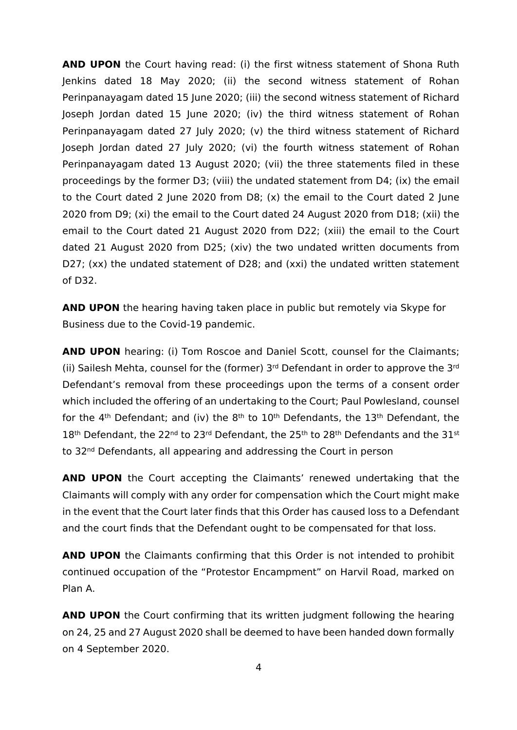**AND UPON** the Court having read: (i) the first witness statement of Shona Ruth Jenkins dated 18 May 2020; (ii) the second witness statement of Rohan Perinpanayagam dated 15 June 2020; (iii) the second witness statement of Richard Joseph Jordan dated 15 June 2020; (iv) the third witness statement of Rohan Perinpanayagam dated 27 July 2020; (v) the third witness statement of Richard Joseph Jordan dated 27 July 2020; (vi) the fourth witness statement of Rohan Perinpanayagam dated 13 August 2020; (vii) the three statements filed in these proceedings by the former D3; (viii) the undated statement from D4; (ix) the email to the Court dated 2 June 2020 from D8; (x) the email to the Court dated 2 June 2020 from D9; (xi) the email to the Court dated 24 August 2020 from D18; (xii) the email to the Court dated 21 August 2020 from D22; (xiii) the email to the Court dated 21 August 2020 from D25; (xiv) the two undated written documents from D27; (xx) the undated statement of D28; and (xxi) the undated written statement of D32.

**AND UPON** the hearing having taken place in public but remotely via Skype for Business due to the Covid-19 pandemic.

**AND UPON** hearing: (i) Tom Roscoe and Daniel Scott, counsel for the Claimants; (ii) Sailesh Mehta, counsel for the (former) 3rd Defendant in order to approve the 3rd Defendant's removal from these proceedings upon the terms of a consent order which included the offering of an undertaking to the Court; Paul Powlesland, counsel for the 4th Defendant; and (iv) the 8th to 10th Defendants, the 13th Defendant, the 18th Defendant, the 22nd to 23rd Defendant, the 25th to 28th Defendants and the 31st to 32nd Defendants, all appearing and addressing the Court in person

**AND UPON** the Court accepting the Claimants' renewed undertaking that the Claimants will comply with any order for compensation which the Court might make in the event that the Court later finds that this Order has caused loss to a Defendant and the court finds that the Defendant ought to be compensated for that loss.

**AND UPON** the Claimants confirming that this Order is not intended to prohibit continued occupation of the "Protestor Encampment" on Harvil Road, marked on Plan A.

**AND UPON** the Court confirming that its written judgment following the hearing on 24, 25 and 27 August 2020 shall be deemed to have been handed down formally on 4 September 2020.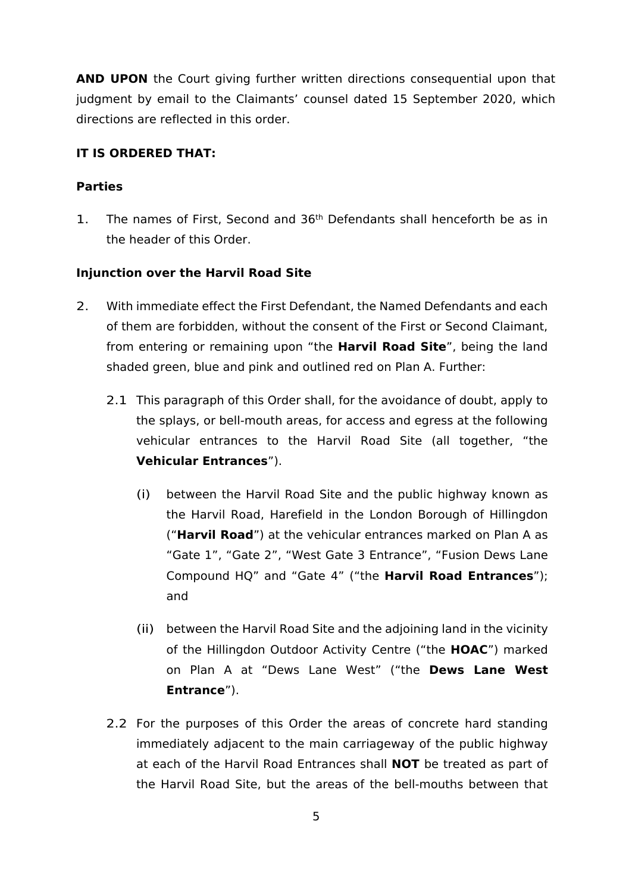**AND UPON** the Court giving further written directions consequential upon that judgment by email to the Claimants' counsel dated 15 September 2020, which directions are reflected in this order.

**IT IS ORDERED THAT:**

**Parties**

1. The names of First, Second and 36th Defendants shall henceforth be as in the header of this Order.

**Injunction over the Harvil Road Site**

2. With immediate effect the First Defendant, the Named Defendants and each of them are forbidden, without the consent of the First or Second Claimant, from entering or remaining upon "the **Harvil Road Site**", being the land shaded green, blue and pink and outlined red on Plan A. Further:

   2.1 This paragraph of this Order shall, for the avoidance of doubt, apply to the splays, or bell-mouth areas, for access and egress at the following vehicular entrances to the Harvil Road Site (all together, "the **Vehicular Entrances**").

      (i) between the Harvil Road Site and the public highway known as the Harvil Road, Harefield in the London Borough of Hillingdon ("**Harvil Road**") at the vehicular entrances marked on Plan A as "Gate 1", "Gate 2", "West Gate 3 Entrance", "Fusion Dews Lane Compound HQ" and "Gate 4" ("the **Harvil Road Entrances**"); and

      (ii) between the Harvil Road Site and the adjoining land in the vicinity of the Hillingdon Outdoor Activity Centre ("the **HOAC**") marked on Plan A at "Dews Lane West" ("the **Dews Lane West Entrance**").

   2.2 For the purposes of this Order the areas of concrete hard standing immediately adjacent to the main carriageway of the public highway at each of the Harvil Road Entrances shall **NOT** be treated as part of the Harvil Road Site, but the areas of the bell-mouths between that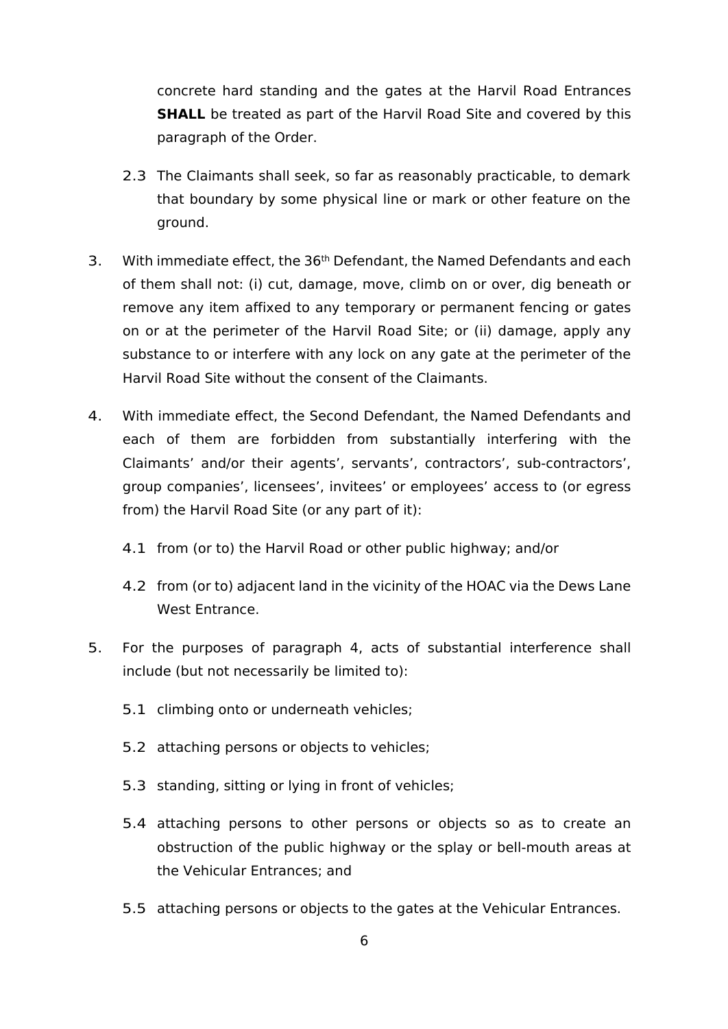concrete hard standing and the gates at the Harvil Road Entrances **SHALL** be treated as part of the Harvil Road Site and covered by this paragraph of the Order.

2.3 The Claimants shall seek, so far as reasonably practicable, to demark that boundary by some physical line or mark or other feature on the ground.

3. With immediate effect, the 36th Defendant, the Named Defendants and each of them shall not: (i) cut, damage, move, climb on or over, dig beneath or remove any item affixed to any temporary or permanent fencing or gates on or at the perimeter of the Harvil Road Site; or (ii) damage, apply any substance to or interfere with any lock on any gate at the perimeter of the Harvil Road Site without the consent of the Claimants.

4. With immediate effect, the Second Defendant, the Named Defendants and each of them are forbidden from substantially interfering with the Claimants' and/or their agents', servants', contractors', sub-contractors', group companies', licensees', invitees' or employees' access to (or egress from) the Harvil Road Site (or any part of it):

   4.1 from (or to) the Harvil Road or other public highway; and/or

   4.2 from (or to) adjacent land in the vicinity of the HOAC via the Dews Lane West Entrance.

5. For the purposes of paragraph 4, acts of substantial interference shall include (but not necessarily be limited to):

   5.1 climbing onto or underneath vehicles;

   5.2 attaching persons or objects to vehicles;

   5.3 standing, sitting or lying in front of vehicles;

   5.4 attaching persons to other persons or objects so as to create an obstruction of the public highway or the splay or bell-mouth areas at the Vehicular Entrances; and

   5.5 attaching persons or objects to the gates at the Vehicular Entrances.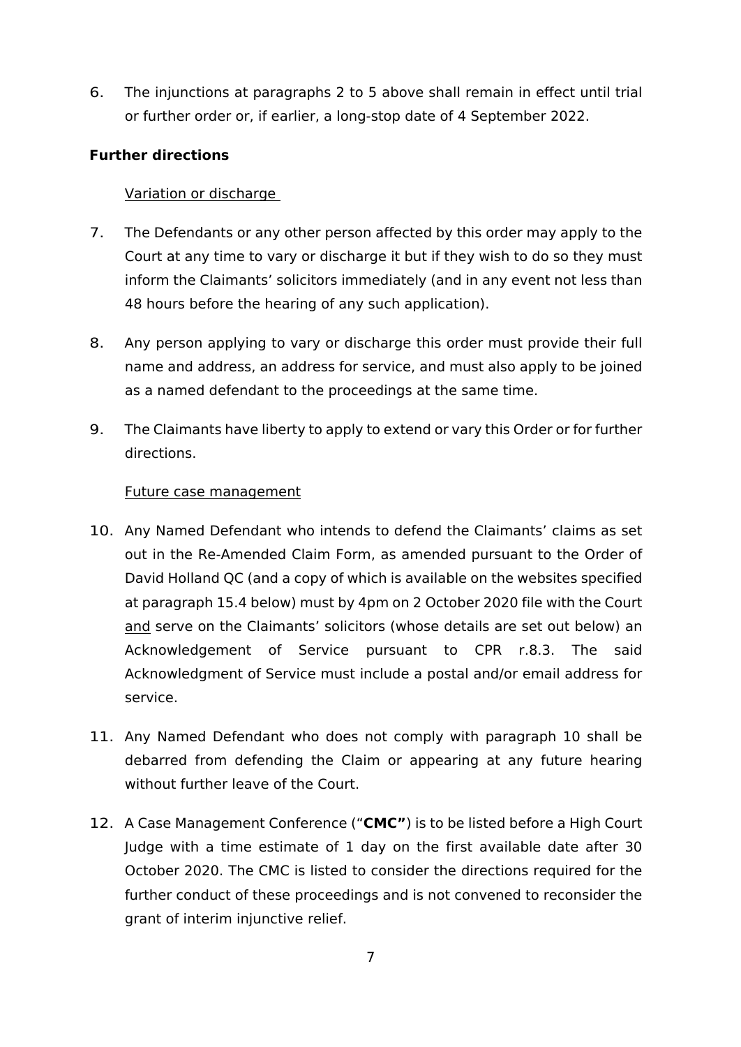6. The injunctions at paragraphs 2 to 5 above shall remain in effect until trial or further order or, if earlier, a long-stop date of 4 September 2022.

**Further directions**

Variation or discharge

7. The Defendants or any other person affected by this order may apply to the Court at any time to vary or discharge it but if they wish to do so they must inform the Claimants' solicitors immediately (and in any event not less than 48 hours before the hearing of any such application).

8. Any person applying to vary or discharge this order must provide their full name and address, an address for service, and must also apply to be joined as a named defendant to the proceedings at the same time.

9. The Claimants have liberty to apply to extend or vary this Order or for further directions.

Future case management

10. Any Named Defendant who intends to defend the Claimants' claims as set out in the Re-Amended Claim Form, as amended pursuant to the Order of David Holland QC (and a copy of which is available on the websites specified at paragraph 15.4 below) must by 4pm on 2 October 2020 file with the Court and serve on the Claimants' solicitors (whose details are set out below) an Acknowledgement of Service pursuant to CPR r.8.3. The said Acknowledgment of Service must include a postal and/or email address for service.

11. Any Named Defendant who does not comply with paragraph 10 shall be debarred from defending the Claim or appearing at any future hearing without further leave of the Court.

12. A Case Management Conference ("**CMC"**) is to be listed before a High Court Judge with a time estimate of 1 day on the first available date after 30 October 2020. The CMC is listed to consider the directions required for the further conduct of these proceedings and is not convened to reconsider the grant of interim injunctive relief.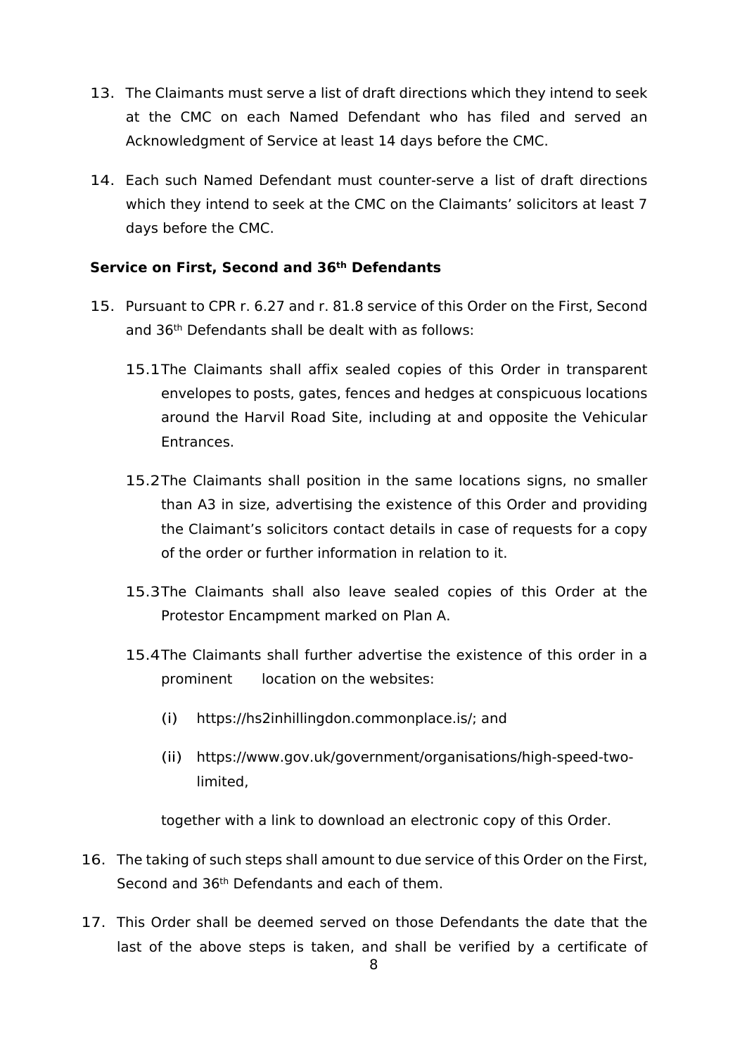13. The Claimants must serve a list of draft directions which they intend to seek at the CMC on each Named Defendant who has filed and served an Acknowledgment of Service at least 14 days before the CMC.

14. Each such Named Defendant must counter-serve a list of draft directions which they intend to seek at the CMC on the Claimants' solicitors at least 7 days before the CMC.

**Service on First, Second and 36th Defendants**

15. Pursuant to CPR r. 6.27 and r. 81.8 service of this Order on the First, Second and 36th Defendants shall be dealt with as follows:

    15.1 The Claimants shall affix sealed copies of this Order in transparent envelopes to posts, gates, fences and hedges at conspicuous locations around the Harvil Road Site, including at and opposite the Vehicular Entrances.

    15.2 The Claimants shall position in the same locations signs, no smaller than A3 in size, advertising the existence of this Order and providing the Claimant's solicitors contact details in case of requests for a copy of the order or further information in relation to it.

    15.3 The Claimants shall also leave sealed copies of this Order at the Protestor Encampment marked on Plan A.

    15.4 The Claimants shall further advertise the existence of this order in a prominent location on the websites:

    (i) https://hs2inhillingdon.commonplace.is/; and

    (ii) https://www.gov.uk/government/organisations/high-speed-two-limited,

    together with a link to download an electronic copy of this Order.

16. The taking of such steps shall amount to due service of this Order on the First, Second and 36th Defendants and each of them.

17. This Order shall be deemed served on those Defendants the date that the last of the above steps is taken, and shall be verified by a certificate of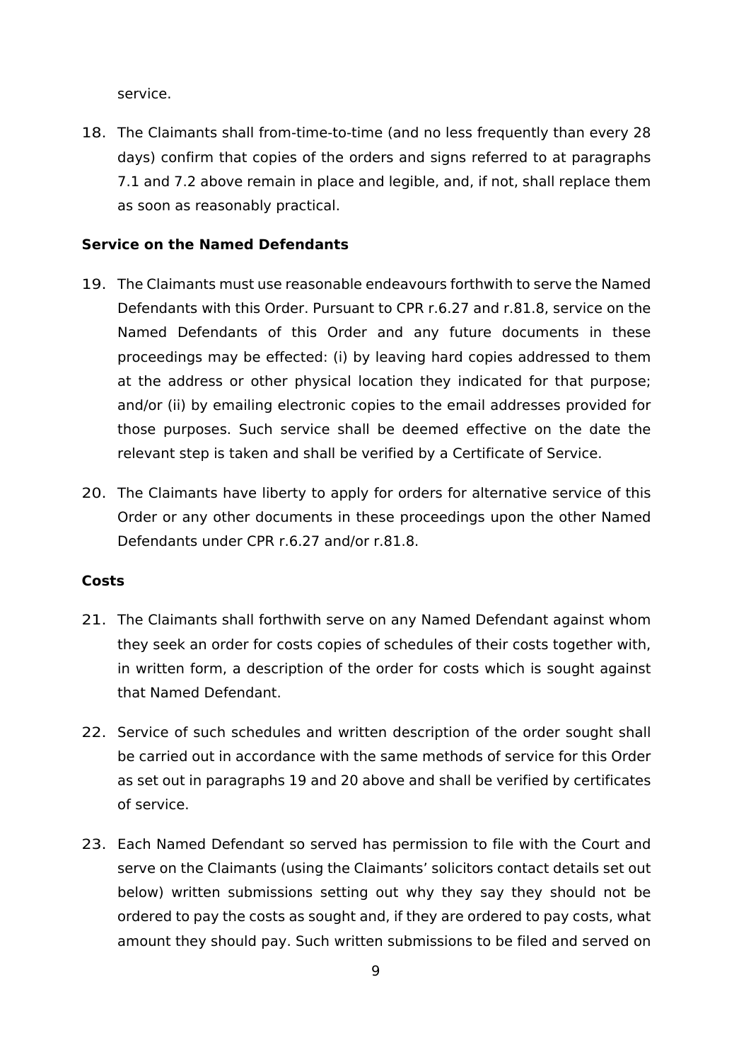service.

18. The Claimants shall from-time-to-time (and no less frequently than every 28 days) confirm that copies of the orders and signs referred to at paragraphs 7.1 and 7.2 above remain in place and legible, and, if not, shall replace them as soon as reasonably practical.

**Service on the Named Defendants**

19. The Claimants must use reasonable endeavours forthwith to serve the Named Defendants with this Order. Pursuant to CPR r.6.27 and r.81.8, service on the Named Defendants of this Order and any future documents in these proceedings may be effected: (i) by leaving hard copies addressed to them at the address or other physical location they indicated for that purpose; and/or (ii) by emailing electronic copies to the email addresses provided for those purposes. Such service shall be deemed effective on the date the relevant step is taken and shall be verified by a Certificate of Service.

20. The Claimants have liberty to apply for orders for alternative service of this Order or any other documents in these proceedings upon the other Named Defendants under CPR r.6.27 and/or r.81.8.

**Costs**

21. The Claimants shall forthwith serve on any Named Defendant against whom they seek an order for costs copies of schedules of their costs together with, in written form, a description of the order for costs which is sought against that Named Defendant.

22. Service of such schedules and written description of the order sought shall be carried out in accordance with the same methods of service for this Order as set out in paragraphs 19 and 20 above and shall be verified by certificates of service.

23. Each Named Defendant so served has permission to file with the Court and serve on the Claimants (using the Claimants' solicitors contact details set out below) written submissions setting out why they say they should not be ordered to pay the costs as sought and, if they are ordered to pay costs, what amount they should pay. Such written submissions to be filed and served on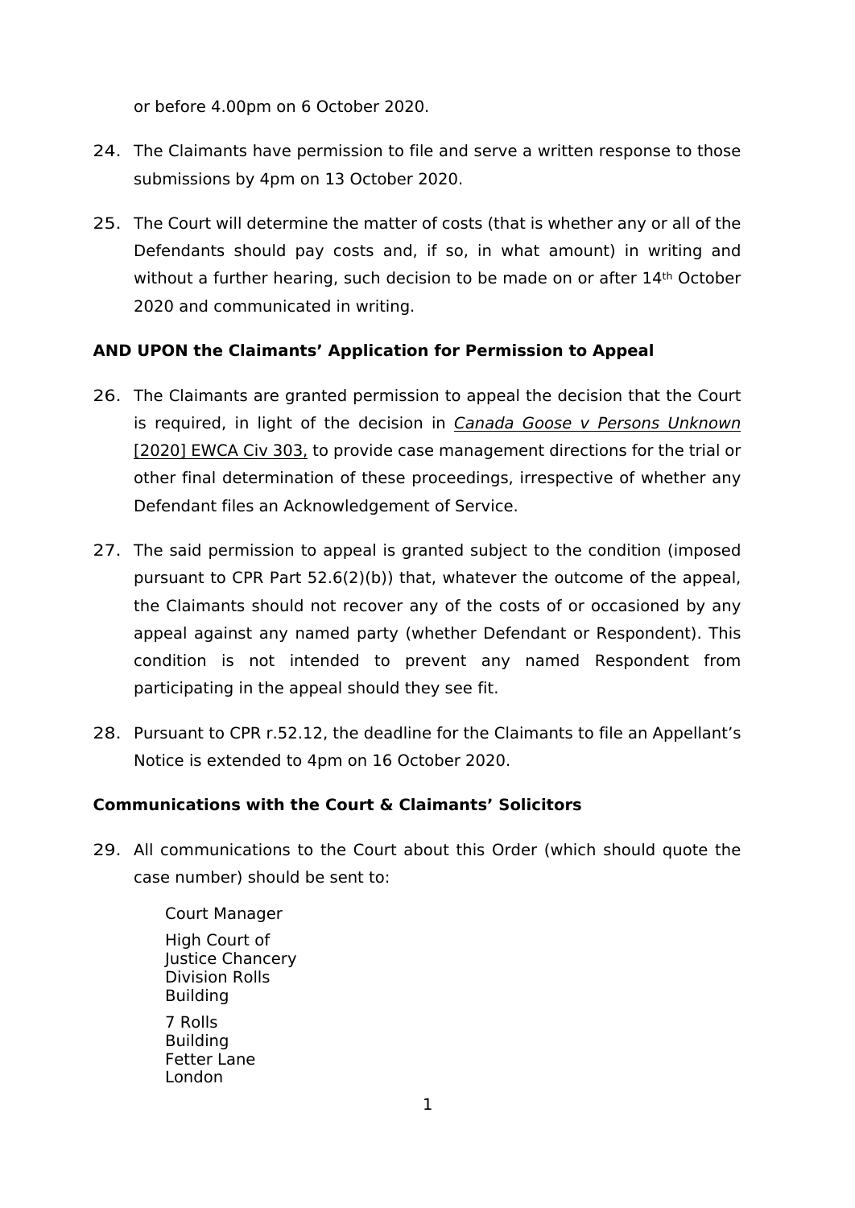or before 4.00pm on 6 October 2020.

24. The Claimants have permission to file and serve a written response to those submissions by 4pm on 13 October 2020.

25. The Court will determine the matter of costs (that is whether any or all of the Defendants should pay costs and, if so, in what amount) in writing and without a further hearing, such decision to be made on or after 14th October 2020 and communicated in writing.

**AND UPON the Claimants' Application for Permission to Appeal**

26. The Claimants are granted permission to appeal the decision that the Court is required, in light of the decision in *Canada Goose v Persons Unknown* [2020] EWCA Civ 303, to provide case management directions for the trial or other final determination of these proceedings, irrespective of whether any Defendant files an Acknowledgement of Service.

27. The said permission to appeal is granted subject to the condition (imposed pursuant to CPR Part 52.6(2)(b)) that, whatever the outcome of the appeal, the Claimants should not recover any of the costs of or occasioned by any appeal against any named party (whether Defendant or Respondent). This condition is not intended to prevent any named Respondent from participating in the appeal should they see fit.

28. Pursuant to CPR r.52.12, the deadline for the Claimants to file an Appellant's Notice is extended to 4pm on 16 October 2020.

**Communications with the Court & Claimants' Solicitors**

29. All communications to the Court about this Order (which should quote the case number) should be sent to:

    Court Manager

    High Court of Justice Chancery Division Rolls Building

    7 Rolls Building
    Fetter Lane
    London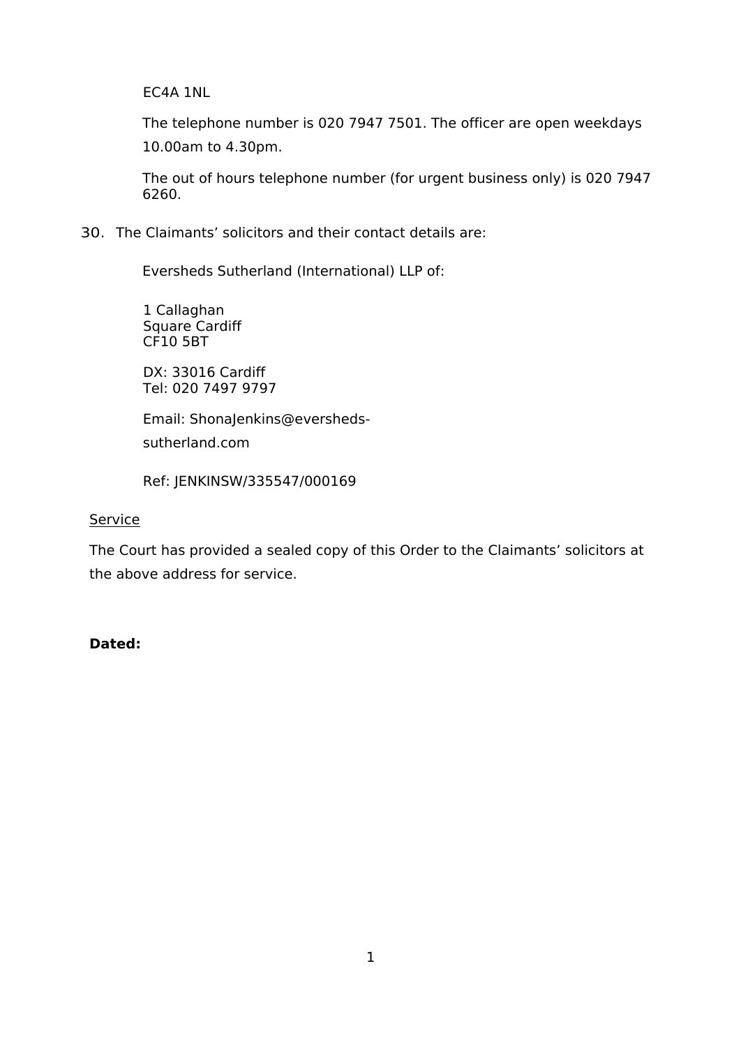EC4A 1NL

The telephone number is 020 7947 7501. The officer are open weekdays 10.00am to 4.30pm.

The out of hours telephone number (for urgent business only) is 020 7947 6260.

30. The Claimants' solicitors and their contact details are:

Eversheds Sutherland (International) LLP of:

1 Callaghan
Square Cardiff
CF10 5BT

DX: 33016 Cardiff
Tel: 020 7497 9797

Email: ShonaJenkins@eversheds-sutherland.com

Ref: JENKINSW/335547/000169

<u>Service</u>

The Court has provided a sealed copy of this Order to the Claimants' solicitors at the above address for service.

**Dated:**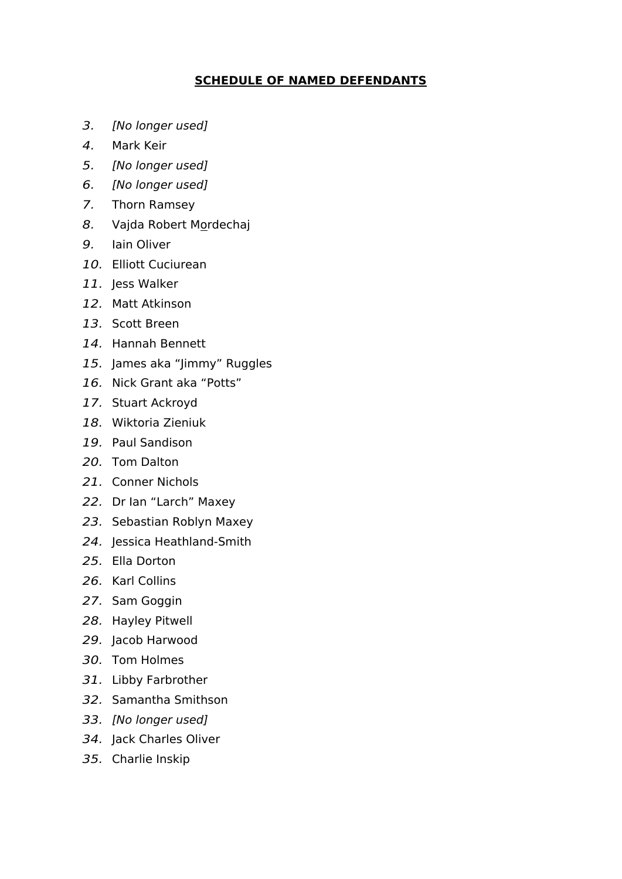# SCHEDULE OF NAMED DEFENDANTS

3. *[No longer used]*
4. Mark Keir
5. *[No longer used]*
6. *[No longer used]*
7. Thorn Ramsey
8. Vajda Robert Mordechaj
9. Iain Oliver
10. Elliott Cuciurean
11. Jess Walker
12. Matt Atkinson
13. Scott Breen
14. Hannah Bennett
15. James aka “Jimmy” Ruggles
16. Nick Grant aka “Potts”
17. Stuart Ackroyd
18. Wiktoria Zieniuk
19. Paul Sandison
20. Tom Dalton
21. Conner Nichols
22. Dr Ian “Larch” Maxey
23. Sebastian Roblyn Maxey
24. Jessica Heathland-Smith
25. Ella Dorton
26. Karl Collins
27. Sam Goggin
28. Hayley Pitwell
29. Jacob Harwood
30. Tom Holmes
31. Libby Farbrother
32. Samantha Smithson
33. *[No longer used]*
34. Jack Charles Oliver
35. Charlie Inskip